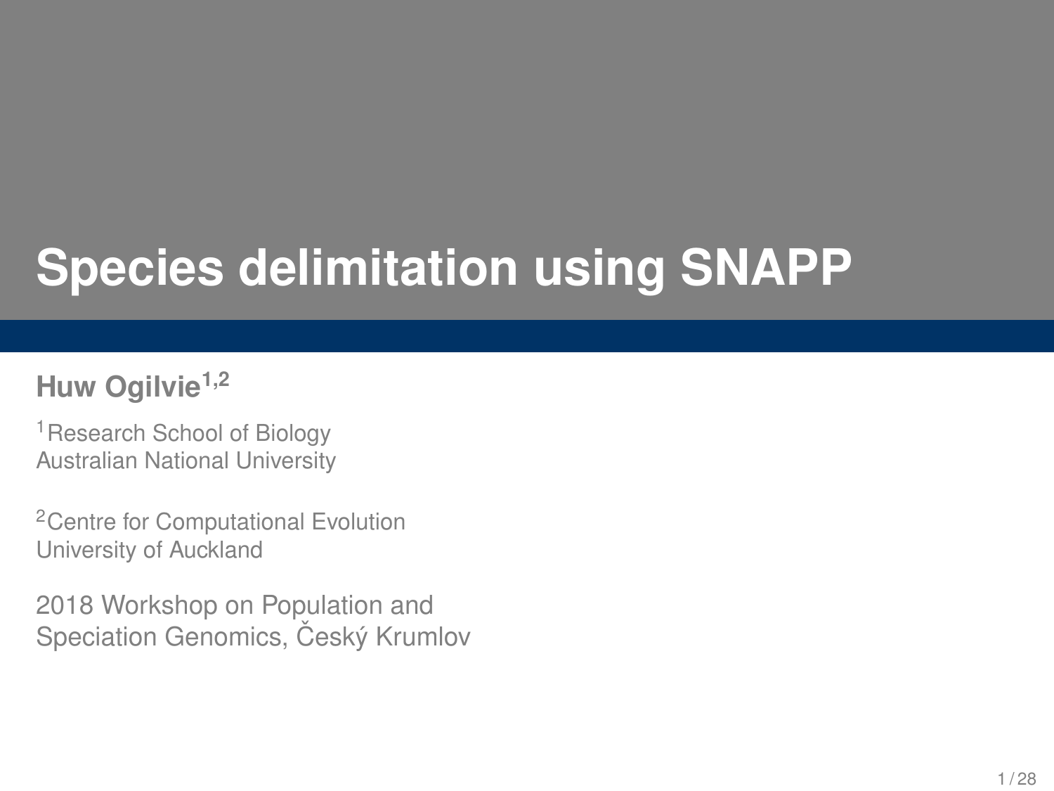# Species delimitation using SNAPP

**Huw Ogilvie**[1,2]

[1] Research School of Biology
Australian National University

[2] Centre for Computational Evolution
University of Auckland

2018 Workshop on Population and Speciation Genomics, Český Krumlov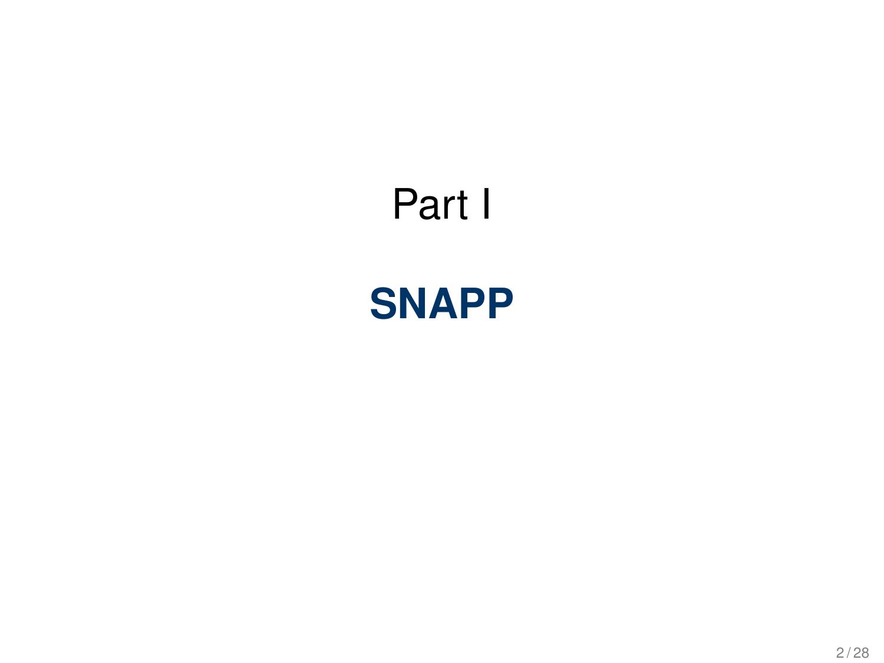# Part I

## SNAPP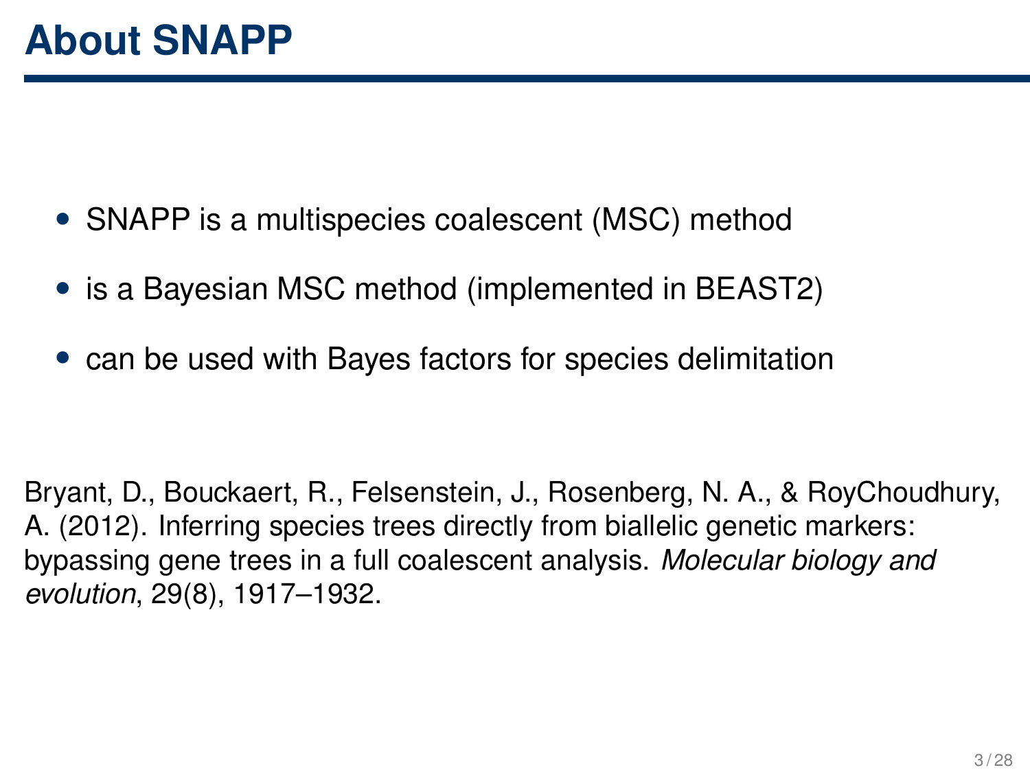# About SNAPP

- SNAPP is a multispecies coalescent (MSC) method
- is a Bayesian MSC method (implemented in BEAST2)
- can be used with Bayes factors for species delimitation

Bryant, D., Bouckaert, R., Felsenstein, J., Rosenberg, N. A., & RoyChoudhury, A. (2012). Inferring species trees directly from biallelic genetic markers: bypassing gene trees in a full coalescent analysis. *Molecular biology and evolution*, 29(8), 1917–1932.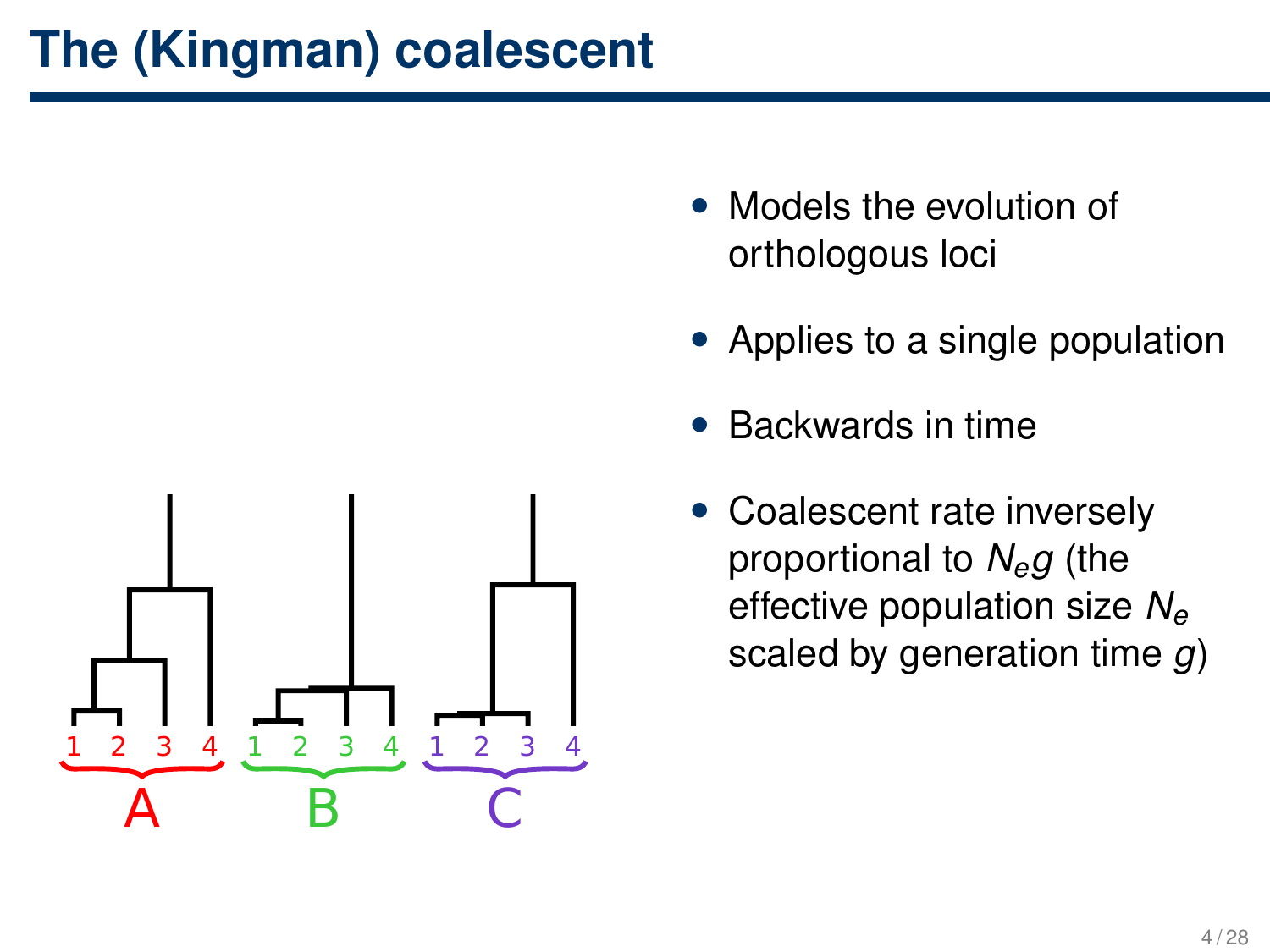# The (Kingman) coalescent

- Models the evolution of orthologous loci
- Applies to a single population
- Backwards in time
- Coalescent rate inversely proportional to $N_e g$ (the effective population size $N_e$ scaled by generation time $g$)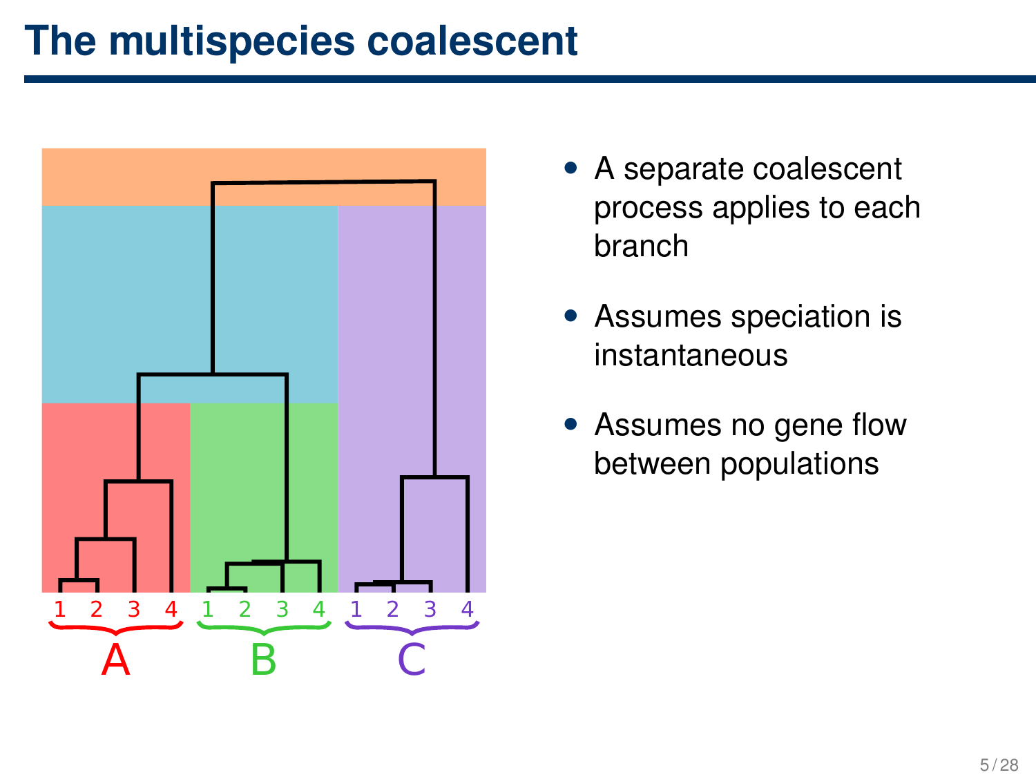# The multispecies coalescent

- A separate coalescent process applies to each branch
- Assumes speciation is instantaneous
- Assumes no gene flow between populations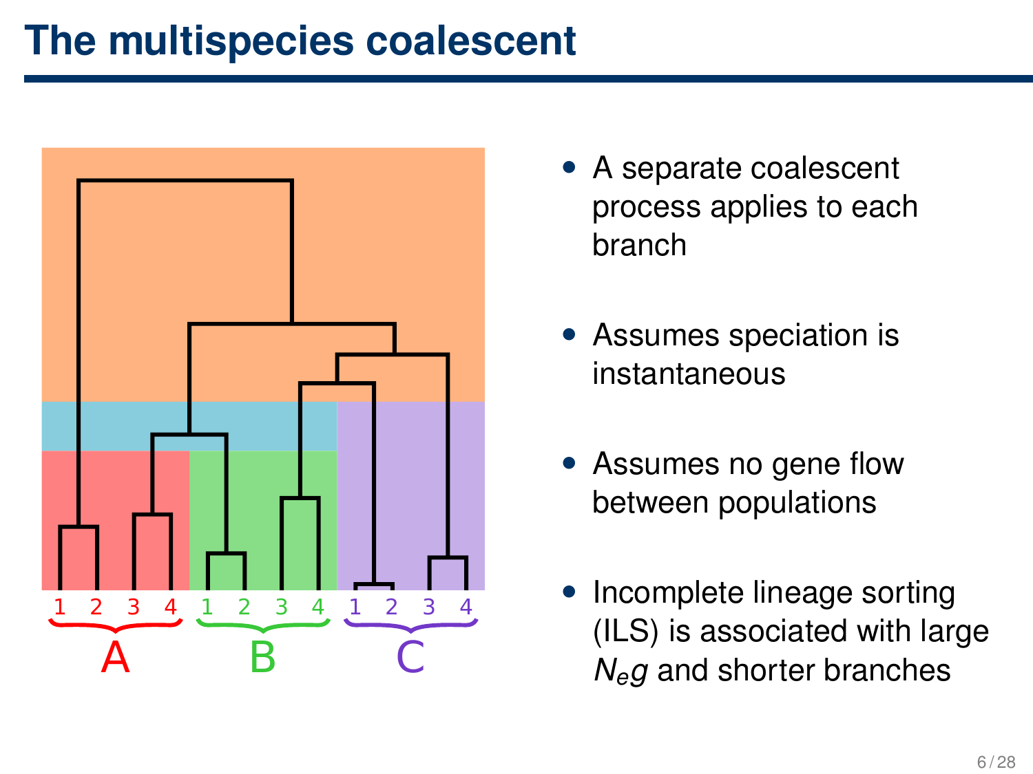# The multispecies coalescent

- A separate coalescent process applies to each branch
- Assumes speciation is instantaneous
- Assumes no gene flow between populations
- Incomplete lineage sorting (ILS) is associated with large $N_e g$ and shorter branches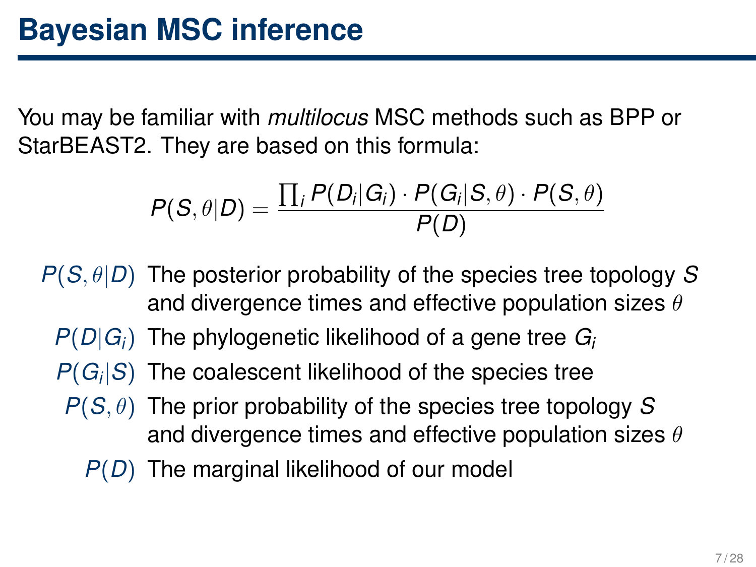# Bayesian MSC inference

You may be familiar with *multilocus* MSC methods such as BPP or StarBEAST2. They are based on this formula:

$$P(S, \theta | D) = \frac{\prod_i P(D_i | G_i) \cdot P(G_i | S, \theta) \cdot P(S, \theta)}{P(D)}$$

- $P(S, \theta | D)$ The posterior probability of the species tree topology $S$ and divergence times and effective population sizes $\theta$
- $P(D | G_i)$ The phylogenetic likelihood of a gene tree $G_i$
- $P(G_i | S)$ The coalescent likelihood of the species tree
- $P(S, \theta)$ The prior probability of the species tree topology $S$ and divergence times and effective population sizes $\theta$
- $P(D)$ The marginal likelihood of our model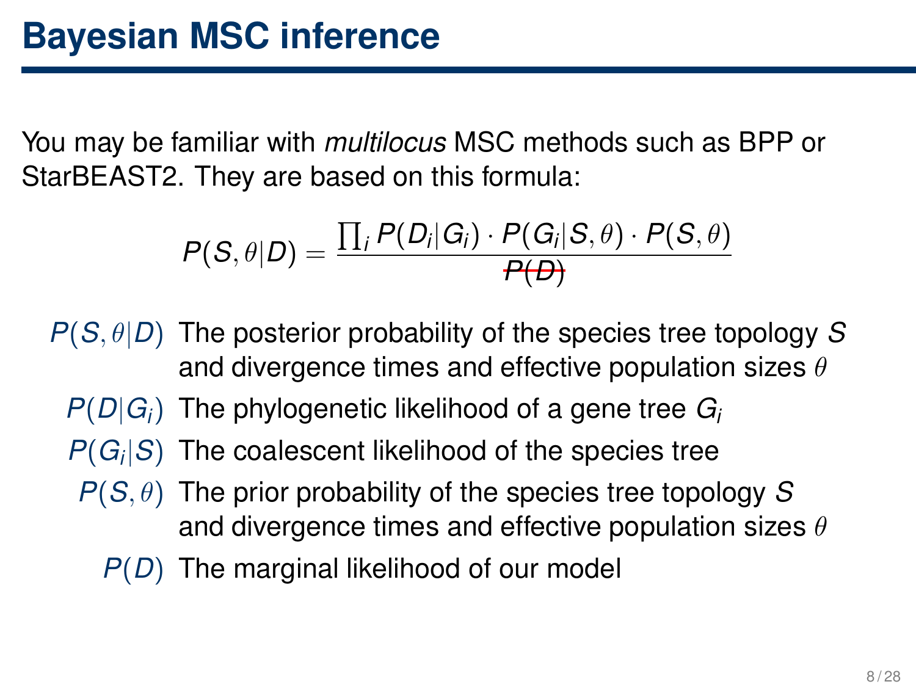# Bayesian MSC inference

You may be familiar with *multilocus* MSC methods such as BPP or StarBEAST2. They are based on this formula:

$$P(S, \theta | D) = \frac{\prod_i P(D_i | G_i) \cdot P(G_i | S, \theta) \cdot P(S, \theta)}{\cancel{P(D)}}$$

- $P(S, \theta | D)$ The posterior probability of the species tree topology $S$ and divergence times and effective population sizes $\theta$
- $P(D | G_i)$ The phylogenetic likelihood of a gene tree $G_i$
- $P(G_i | S)$ The coalescent likelihood of the species tree
- $P(S, \theta)$ The prior probability of the species tree topology $S$ and divergence times and effective population sizes $\theta$
- $P(D)$ The marginal likelihood of our model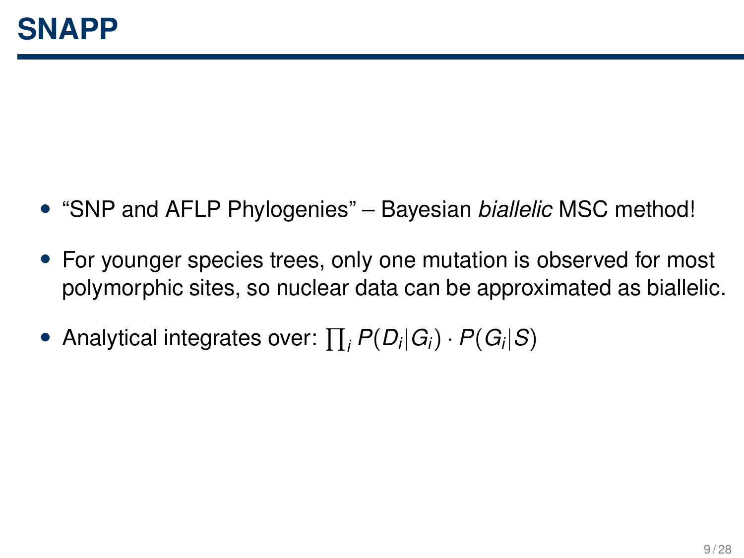# SNAPP

- "SNP and AFLP Phylogenies" – Bayesian *biallelic* MSC method!
- For younger species trees, only one mutation is observed for most polymorphic sites, so nuclear data can be approximated as biallelic.
- Analytical integrates over: $\prod_i P(D_i|G_i) \cdot P(G_i|S)$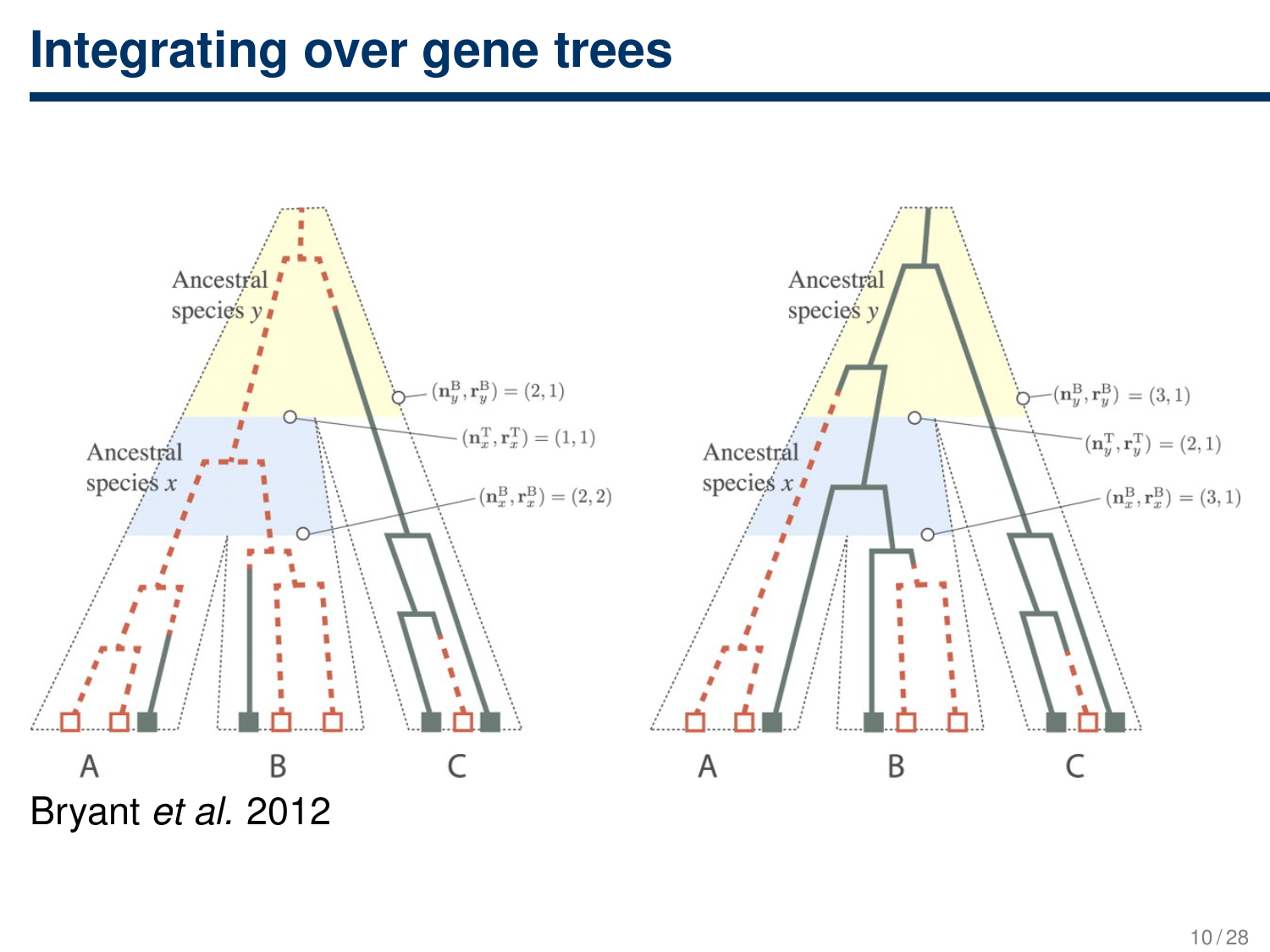# Integrating over gene trees

Ancestral species $y$

Ancestral species $x$

$(\mathbf{n}_y^{\mathrm{B}}, \mathbf{r}_y^{\mathrm{B}}) = (2, 1)$

$(\mathbf{n}_x^{\mathrm{T}}, \mathbf{r}_x^{\mathrm{T}}) = (1, 1)$

$(\mathbf{n}_x^{\mathrm{B}}, \mathbf{r}_x^{\mathrm{B}}) = (2, 2)$

A B C

Ancestral species $y$

Ancestral species $x$

$(\mathbf{n}_y^{\mathrm{B}}, \mathbf{r}_y^{\mathrm{B}}) = (3, 1)$

$(\mathbf{n}_y^{\mathrm{T}}, \mathbf{r}_y^{\mathrm{T}}) = (2, 1)$

$(\mathbf{n}_x^{\mathrm{B}}, \mathbf{r}_x^{\mathrm{B}}) = (3, 1)$

A B C

Bryant *et al.* 2012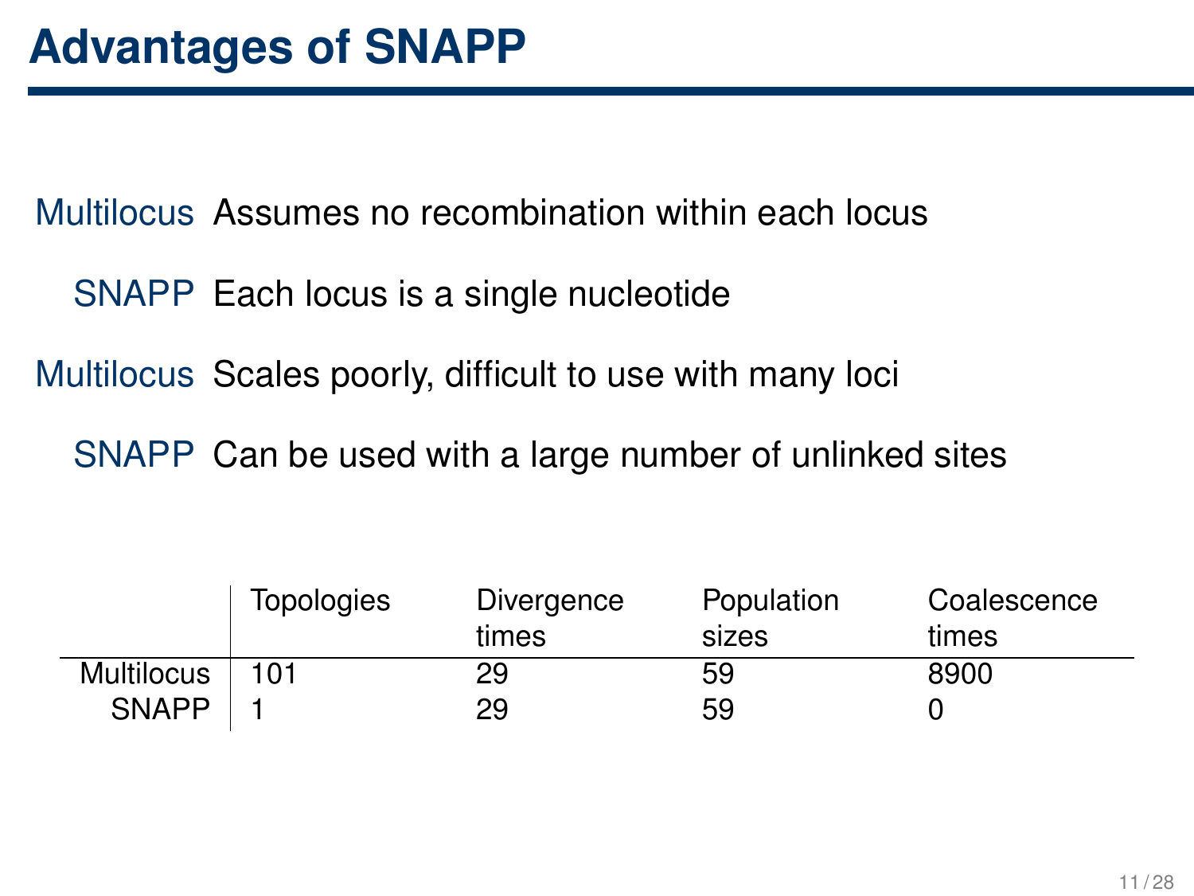# Advantages of SNAPP

**Multilocus** Assumes no recombination within each locus

**SNAPP** Each locus is a single nucleotide

**Multilocus** Scales poorly, difficult to use with many loci

**SNAPP** Can be used with a large number of unlinked sites

| | Topologies | Divergence times | Population sizes | Coalescence times |
|---|---|---|---|---|
| Multilocus | 101 | 29 | 59 | 8900 |
| SNAPP | 1 | 29 | 59 | 0 |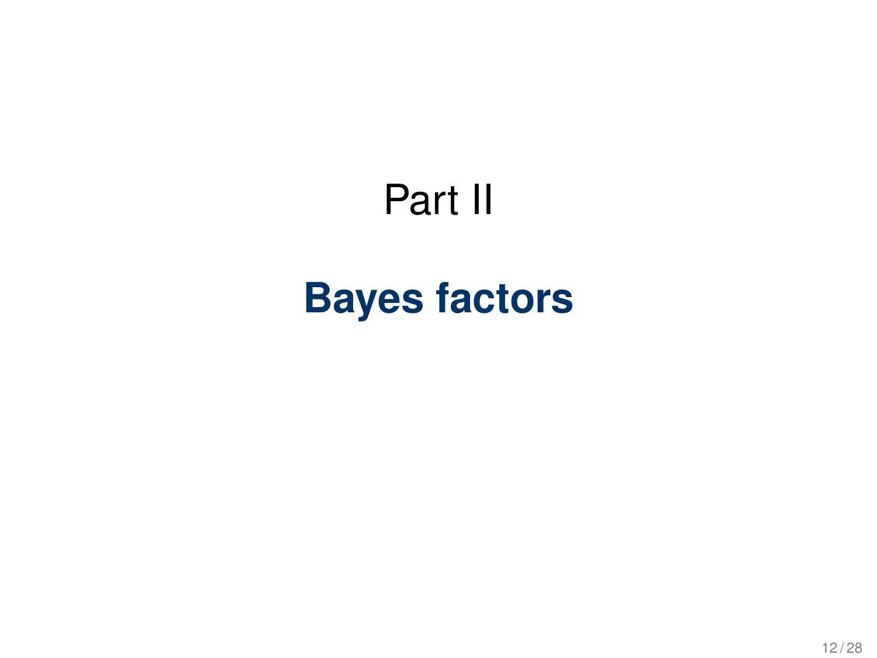Part II

# Bayes factors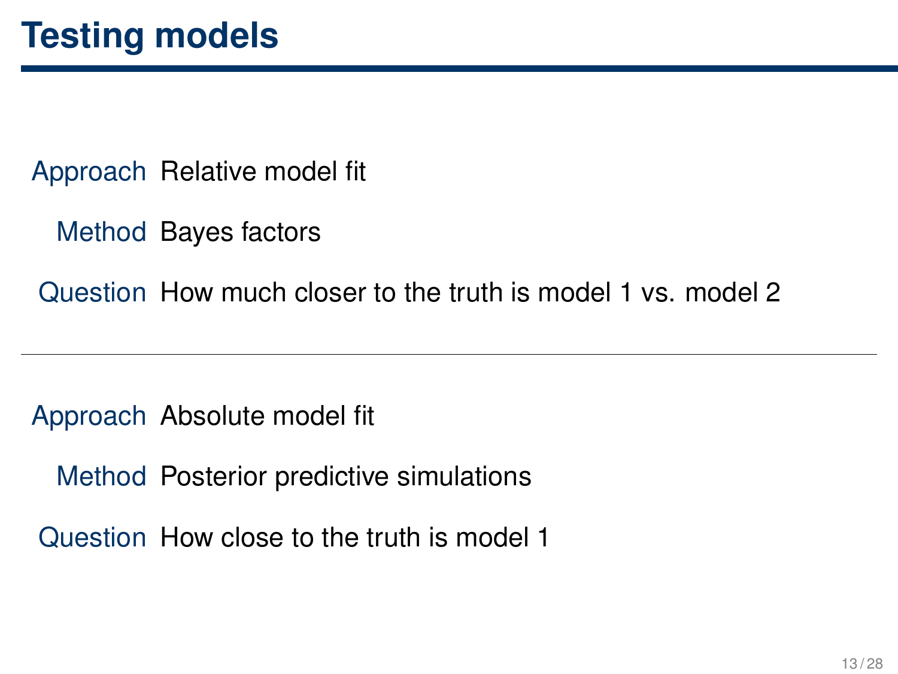# Testing models

| | |
|---|---|
| Approach | Relative model fit |
| Method | Bayes factors |
| Question | How much closer to the truth is model 1 vs. model 2 |

---

| | |
|---|---|
| Approach | Absolute model fit |
| Method | Posterior predictive simulations |
| Question | How close to the truth is model 1 |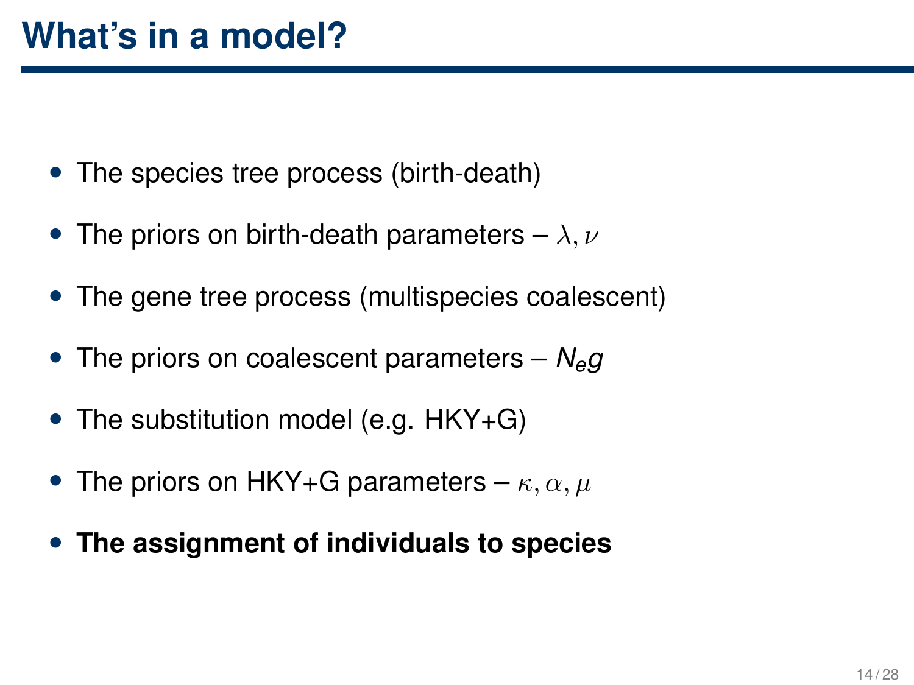# What's in a model?

- The species tree process (birth-death)
- The priors on birth-death parameters – $\lambda, \nu$
- The gene tree process (multispecies coalescent)
- The priors on coalescent parameters – $N_e g$
- The substitution model (e.g. HKY+G)
- The priors on HKY+G parameters – $\kappa, \alpha, \mu$
- **The assignment of individuals to species**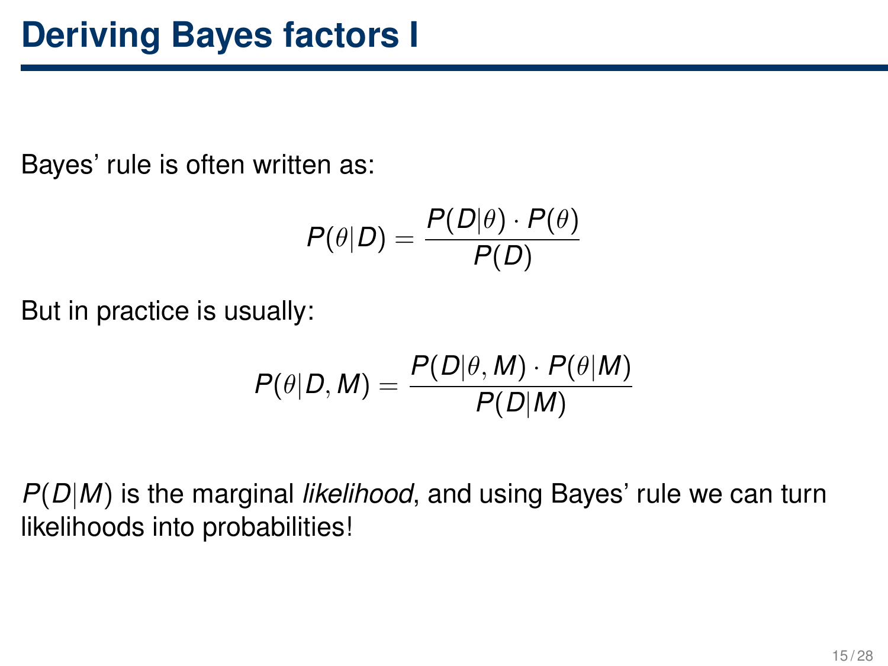# Deriving Bayes factors I

Bayes' rule is often written as:

$$P(\theta|D) = \frac{P(D|\theta) \cdot P(\theta)}{P(D)}$$

But in practice is usually:

$$P(\theta|D, M) = \frac{P(D|\theta, M) \cdot P(\theta|M)}{P(D|M)}$$

$P(D|M)$ is the marginal *likelihood*, and using Bayes' rule we can turn likelihoods into probabilities!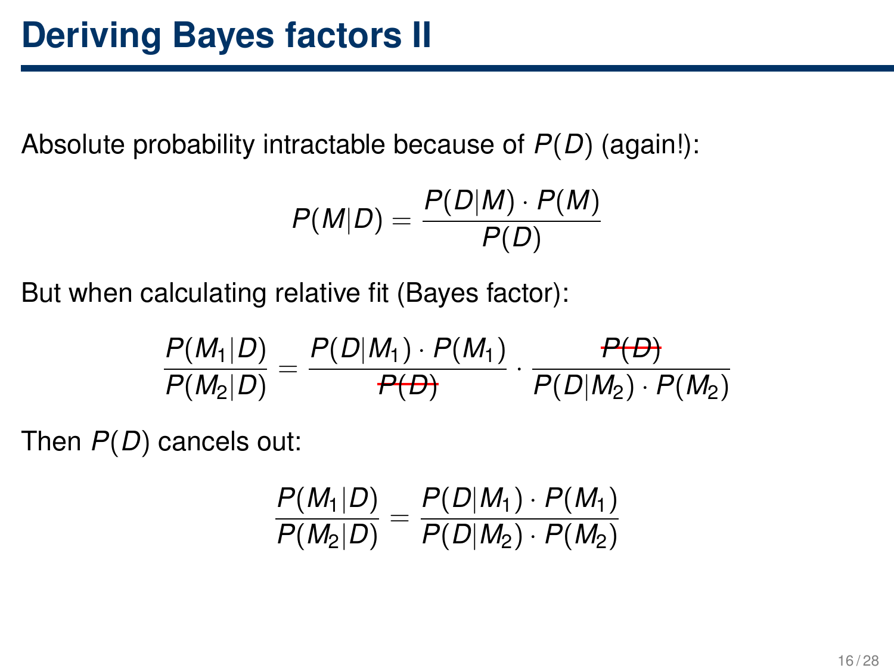# Deriving Bayes factors II

Absolute probability intractable because of $P(D)$ (again!):

$$P(M|D) = \frac{P(D|M) \cdot P(M)}{P(D)}$$

But when calculating relative fit (Bayes factor):

$$\frac{P(M_1|D)}{P(M_2|D)} = \frac{P(D|M_1) \cdot P(M_1)}{\cancel{P(D)}} \cdot \frac{\cancel{P(D)}}{P(D|M_2) \cdot P(M_2)}$$

Then $P(D)$ cancels out:

$$\frac{P(M_1|D)}{P(M_2|D)} = \frac{P(D|M_1) \cdot P(M_1)}{P(D|M_2) \cdot P(M_2)}$$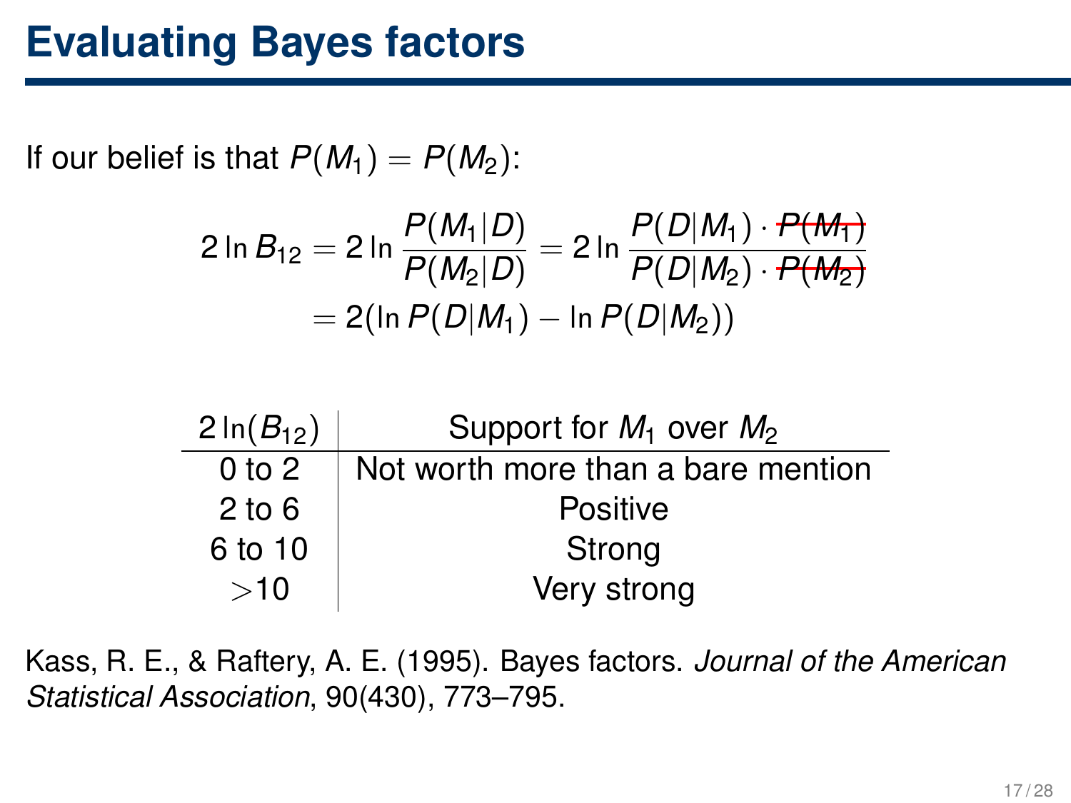# Evaluating Bayes factors

If our belief is that $P(M_1) = P(M_2)$:

$$2 \ln B_{12} = 2 \ln \frac{P(M_1|D)}{P(M_2|D)} = 2 \ln \frac{P(D|M_1) \cdot \cancel{P(M_1)}}{P(D|M_2) \cdot \cancel{P(M_2)}}$$
$$= 2(\ln P(D|M_1) - \ln P(D|M_2))$$

| $2 \ln(B_{12})$ | Support for $M_1$ over $M_2$ |
|---|---|
| 0 to 2 | Not worth more than a bare mention |
| 2 to 6 | Positive |
| 6 to 10 | Strong |
| $>$10 | Very strong |

Kass, R. E., & Raftery, A. E. (1995). Bayes factors. *Journal of the American Statistical Association*, 90(430), 773–795.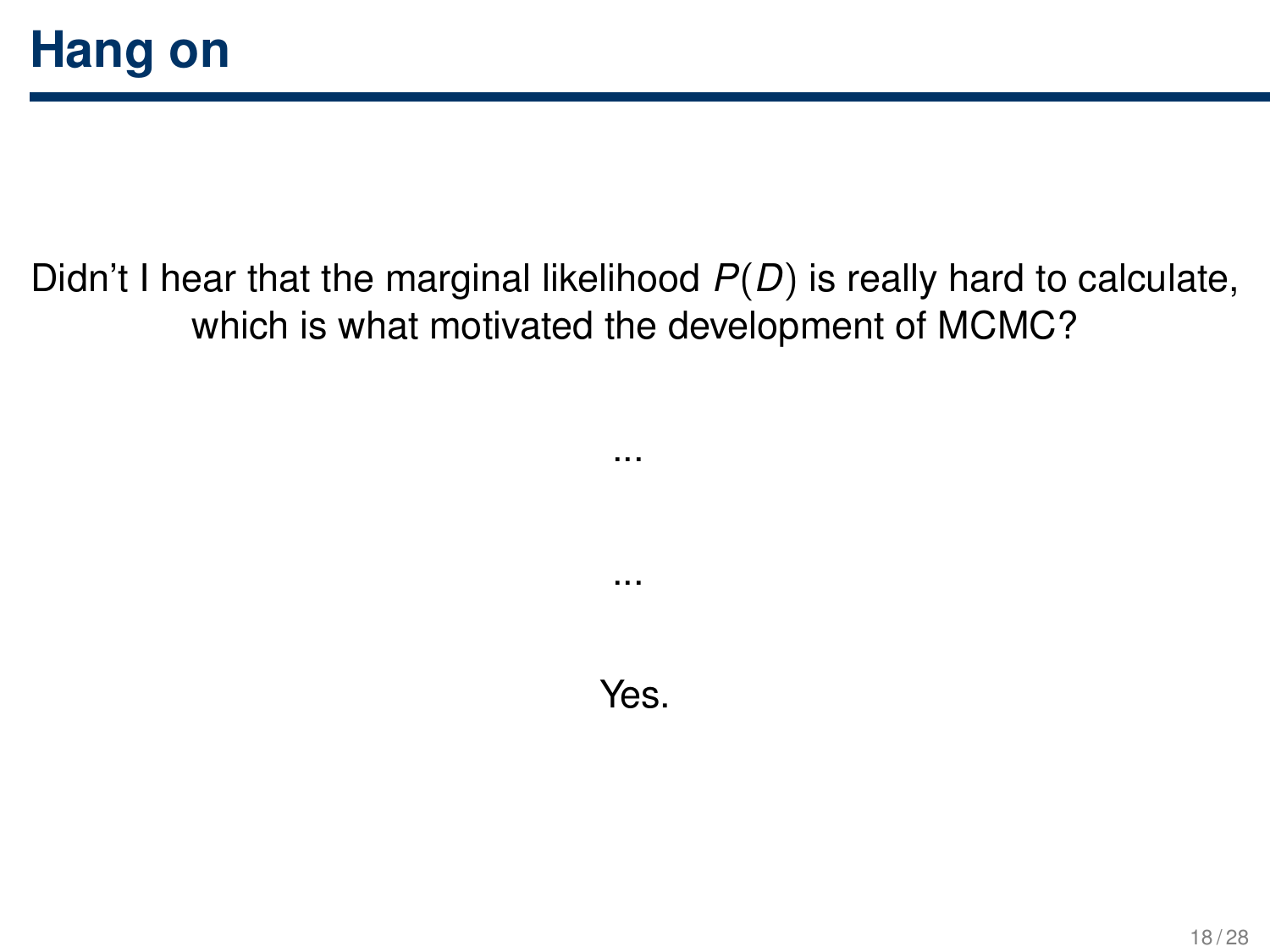# Hang on

Didn't I hear that the marginal likelihood $P(D)$ is really hard to calculate, which is what motivated the development of MCMC?

...

...

Yes.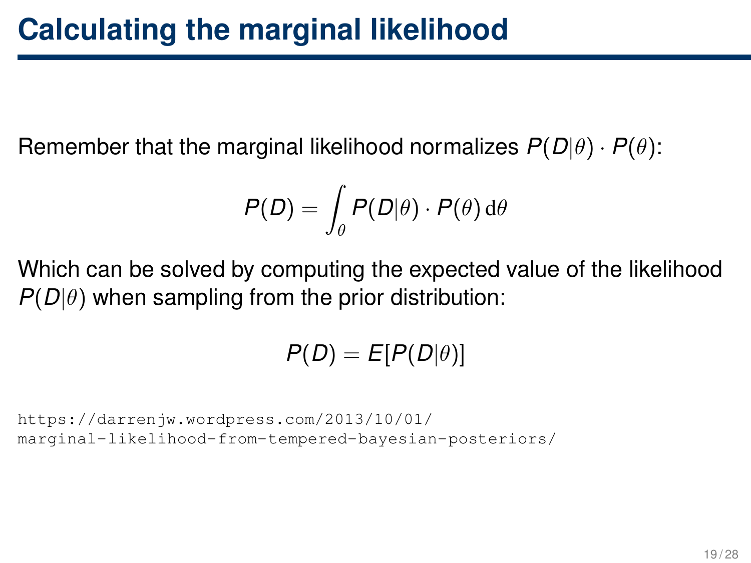# Calculating the marginal likelihood

Remember that the marginal likelihood normalizes $P(D|\theta) \cdot P(\theta)$:

$$P(D) = \int_{\theta} P(D|\theta) \cdot P(\theta) \, \mathrm{d}\theta$$

Which can be solved by computing the expected value of the likelihood $P(D|\theta)$ when sampling from the prior distribution:

$$P(D) = E[P(D|\theta)]$$

https://darrenjw.wordpress.com/2013/10/01/marginal-likelihood-from-tempered-bayesian-posteriors/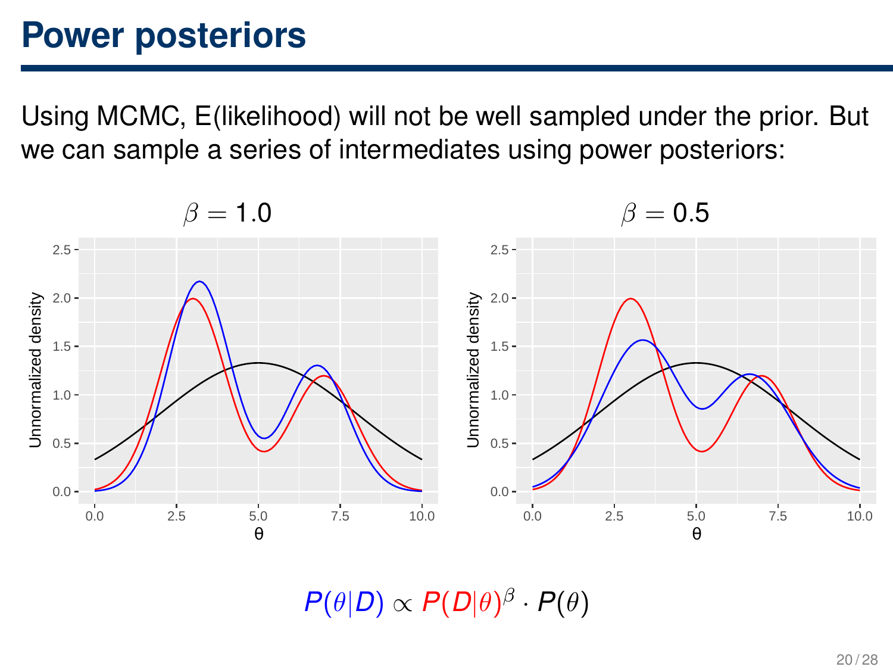# Power posteriors

Using MCMC, E(likelihood) will not be well sampled under the prior. But we can sample a series of intermediates using power posteriors:

$\beta = 1.0$

$\beta = 0.5$

$$P(\theta|D) \propto P(D|\theta)^{\beta} \cdot P(\theta)$$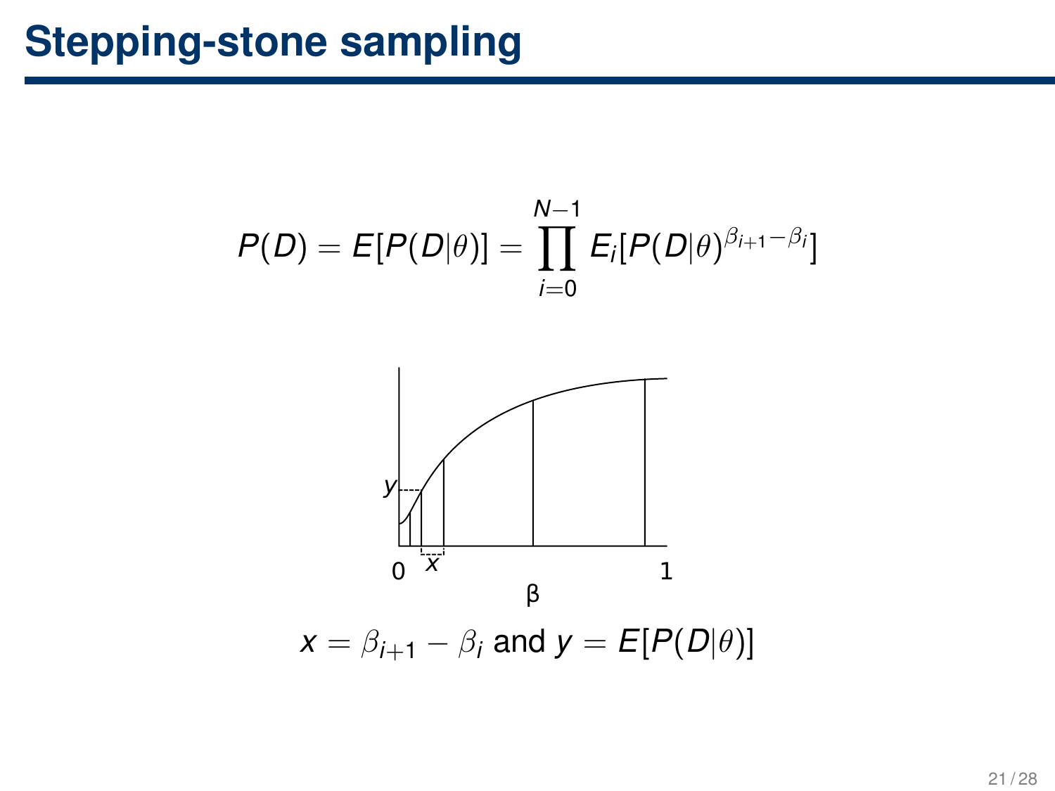# Stepping-stone sampling

$$P(D) = E[P(D|\theta)] = \prod_{i=0}^{N-1} E_i[P(D|\theta)^{\beta_{i+1}-\beta_i}]$$

$x = \beta_{i+1} - \beta_i$ and $y = E[P(D|\theta)]$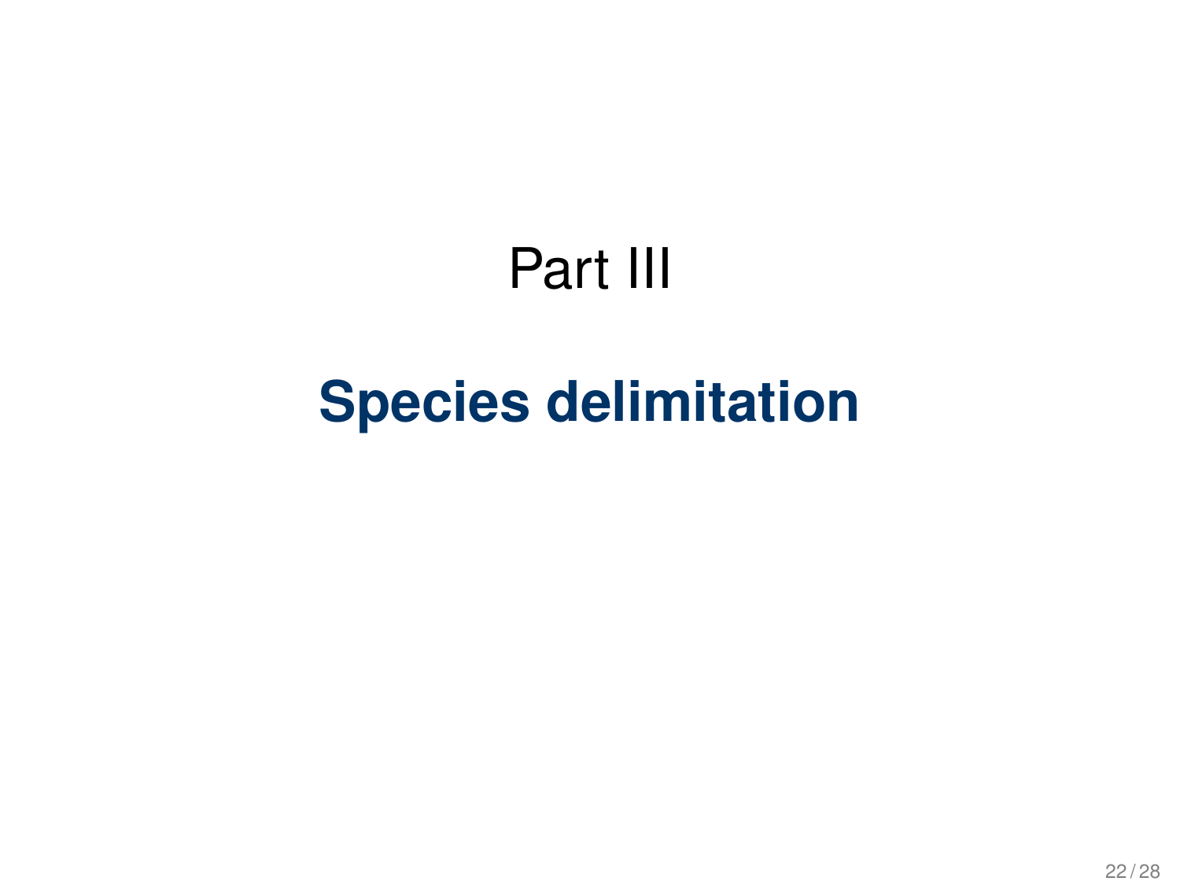# Part III

## **Species delimitation**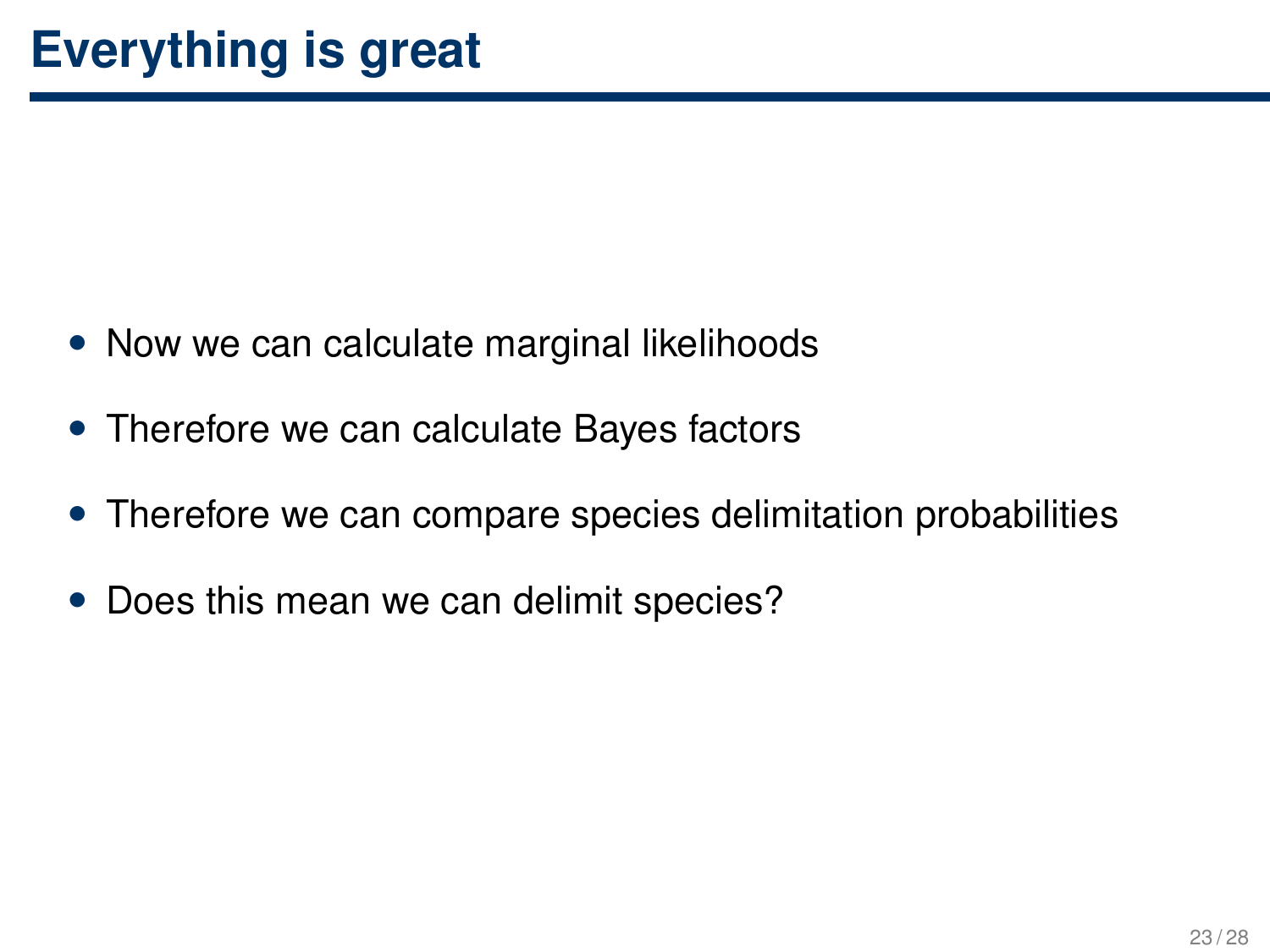# Everything is great

- Now we can calculate marginal likelihoods
- Therefore we can calculate Bayes factors
- Therefore we can compare species delimitation probabilities
- Does this mean we can delimit species?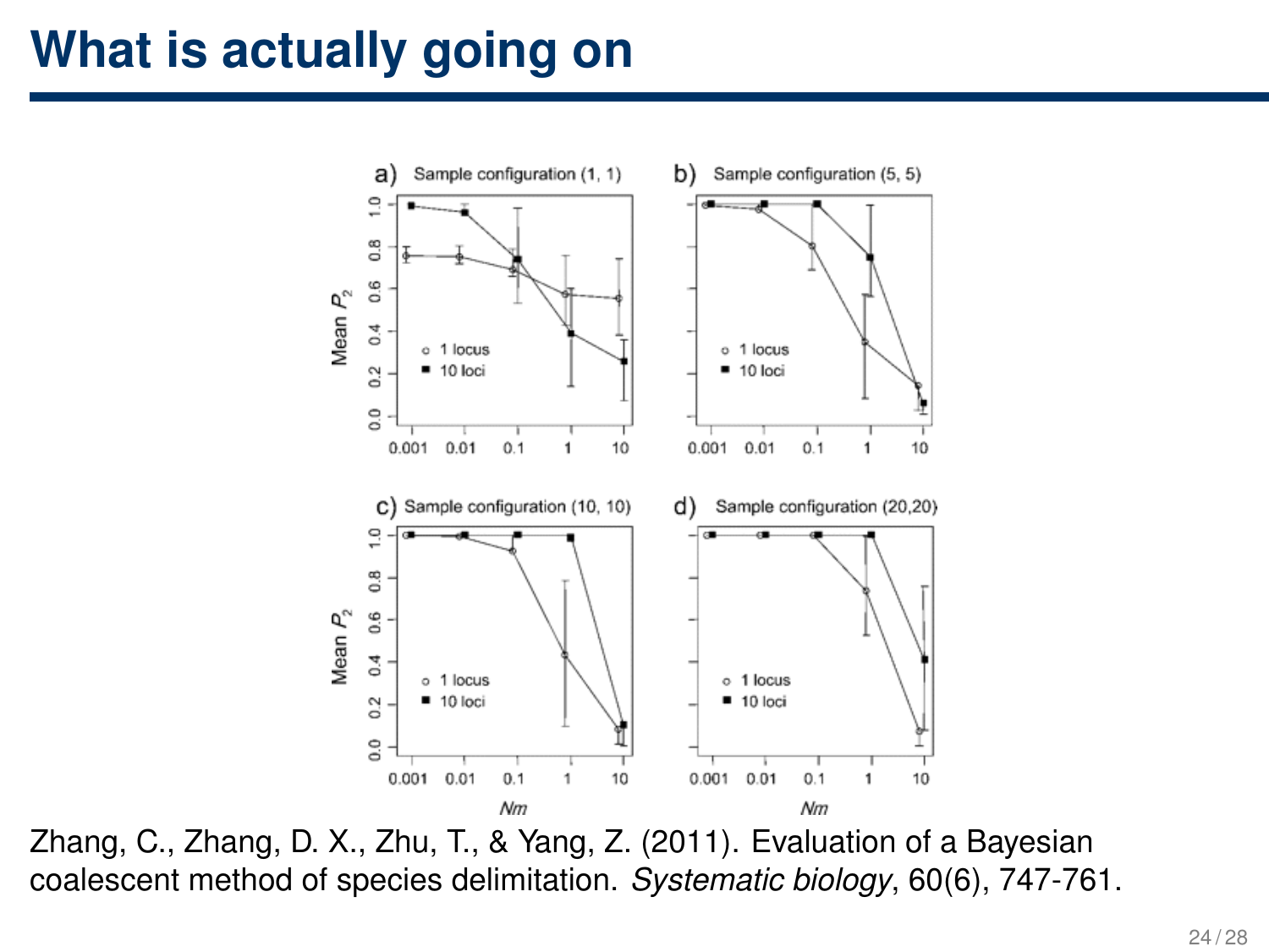# What is actually going on

Zhang, C., Zhang, D. X., Zhu, T., & Yang, Z. (2011). Evaluation of a Bayesian coalescent method of species delimitation. *Systematic biology*, 60(6), 747-761.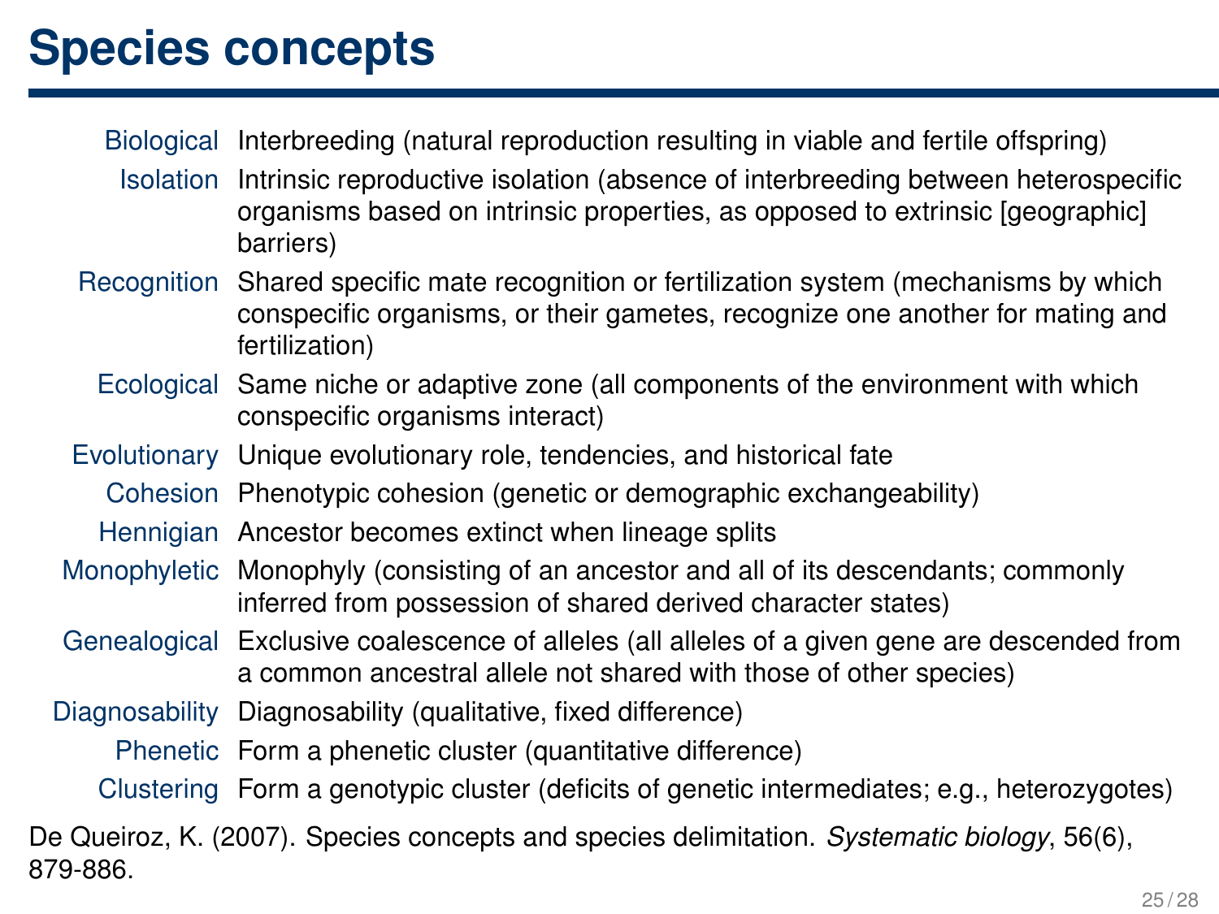# Species concepts

| | |
|---|---|
| Biological | Interbreeding (natural reproduction resulting in viable and fertile offspring) |
| Isolation | Intrinsic reproductive isolation (absence of interbreeding between heterospecific organisms based on intrinsic properties, as opposed to extrinsic [geographic] barriers) |
| Recognition | Shared specific mate recognition or fertilization system (mechanisms by which conspecific organisms, or their gametes, recognize one another for mating and fertilization) |
| Ecological | Same niche or adaptive zone (all components of the environment with which conspecific organisms interact) |
| Evolutionary | Unique evolutionary role, tendencies, and historical fate |
| Cohesion | Phenotypic cohesion (genetic or demographic exchangeability) |
| Hennigian | Ancestor becomes extinct when lineage splits |
| Monophyletic | Monophyly (consisting of an ancestor and all of its descendants; commonly inferred from possession of shared derived character states) |
| Genealogical | Exclusive coalescence of alleles (all alleles of a given gene are descended from a common ancestral allele not shared with those of other species) |
| Diagnosability | Diagnosability (qualitative, fixed difference) |
| Phenetic | Form a phenetic cluster (quantitative difference) |
| Clustering | Form a genotypic cluster (deficits of genetic intermediates; e.g., heterozygotes) |

De Queiroz, K. (2007). Species concepts and species delimitation. *Systematic biology*, 56(6), 879-886.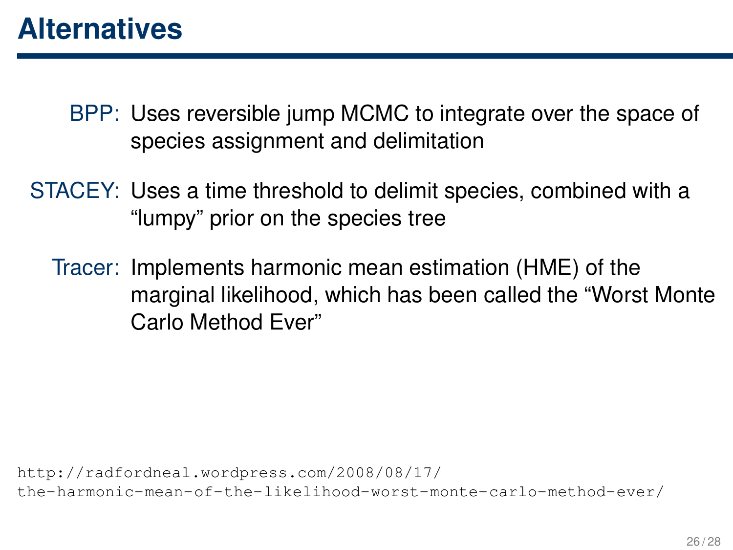# Alternatives

**BPP:** Uses reversible jump MCMC to integrate over the space of species assignment and delimitation

**STACEY:** Uses a time threshold to delimit species, combined with a "lumpy" prior on the species tree

**Tracer:** Implements harmonic mean estimation (HME) of the marginal likelihood, which has been called the "Worst Monte Carlo Method Ever"

`http://radfordneal.wordpress.com/2008/08/17/the-harmonic-mean-of-the-likelihood-worst-monte-carlo-method-ever/`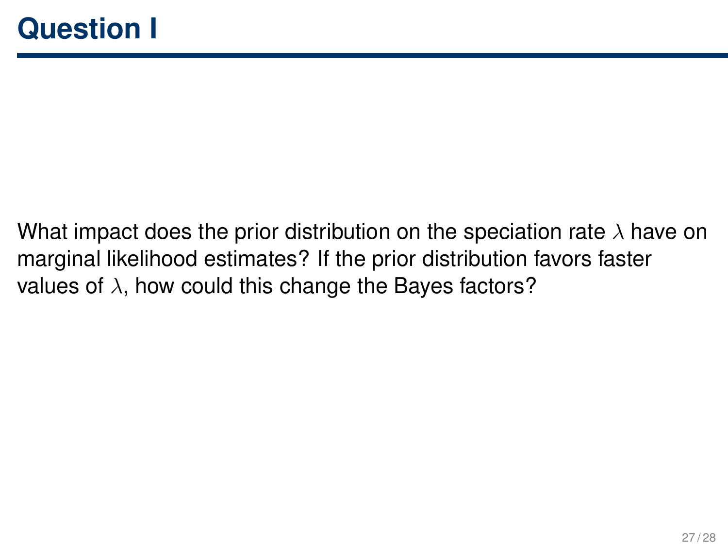# Question I

What impact does the prior distribution on the speciation rate $\lambda$ have on marginal likelihood estimates? If the prior distribution favors faster values of $\lambda$, how could this change the Bayes factors?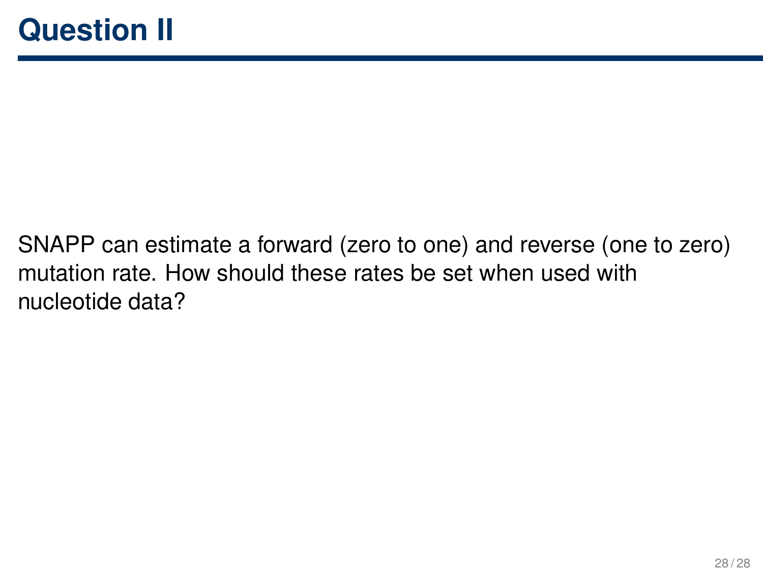# Question II

SNAPP can estimate a forward (zero to one) and reverse (one to zero) mutation rate. How should these rates be set when used with nucleotide data?